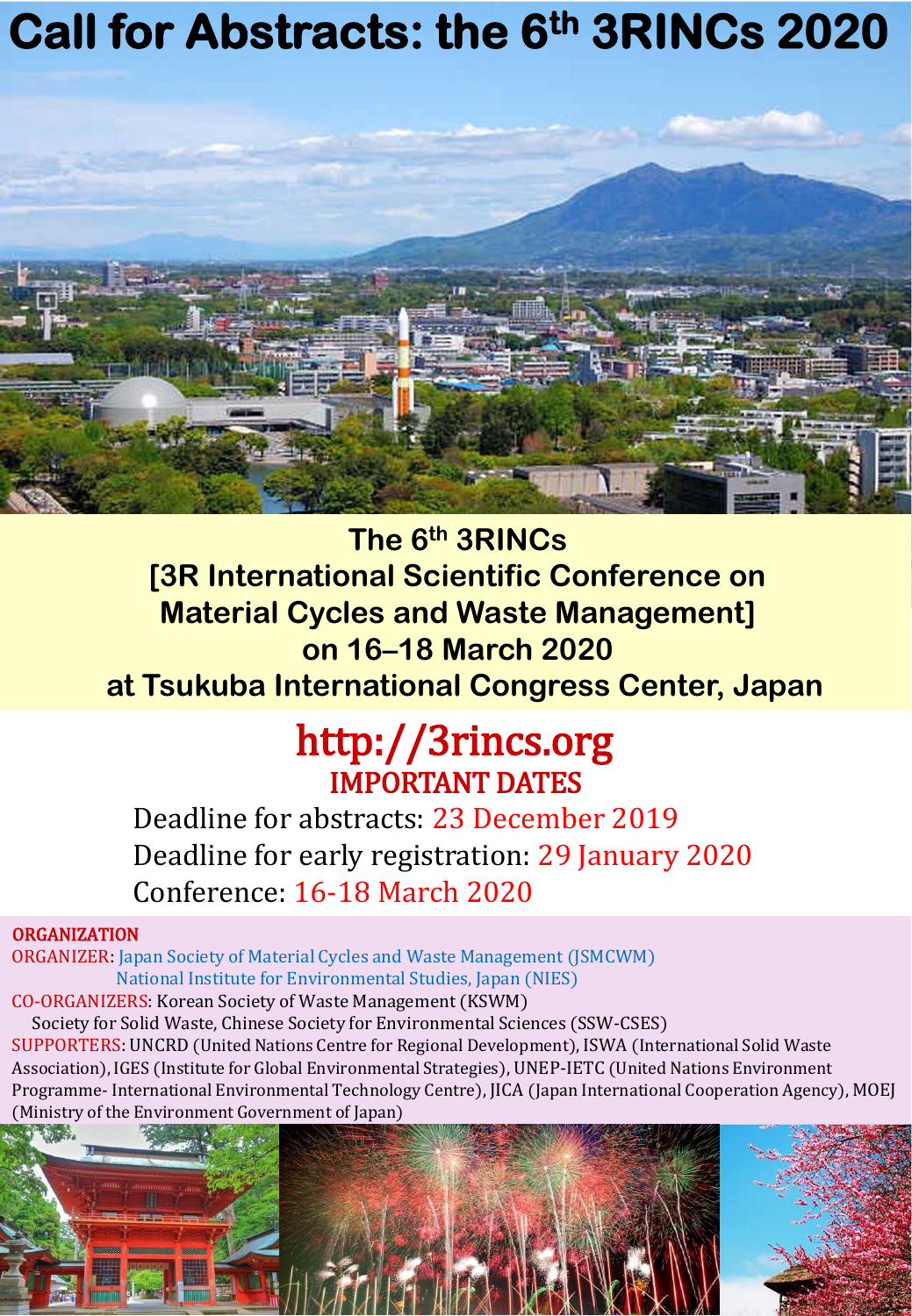# Call for Abstracts: the 6th 3RINCs 2020

**The 6th 3RINCs**
**[3R International Scientific Conference on Material Cycles and Waste Management]**
**on 16–18 March 2020**
**at Tsukuba International Congress Center, Japan**

## http://3rincs.org

### IMPORTANT DATES

Deadline for abstracts: 23 December 2019
Deadline for early registration: 29 January 2020
Conference: 16-18 March 2020

### ORGANIZATION

ORGANIZER: Japan Society of Material Cycles and Waste Management (JSMCWM)
National Institute for Environmental Studies, Japan (NIES)

CO-ORGANIZERS: Korean Society of Waste Management (KSWM)
Society for Solid Waste, Chinese Society for Environmental Sciences (SSW-CSES)

SUPPORTERS: UNCRD (United Nations Centre for Regional Development), ISWA (International Solid Waste Association), IGES (Institute for Global Environmental Strategies), UNEP-IETC (United Nations Environment Programme- International Environmental Technology Centre), JICA (Japan International Cooperation Agency), MOEJ (Ministry of the Environment Government of Japan)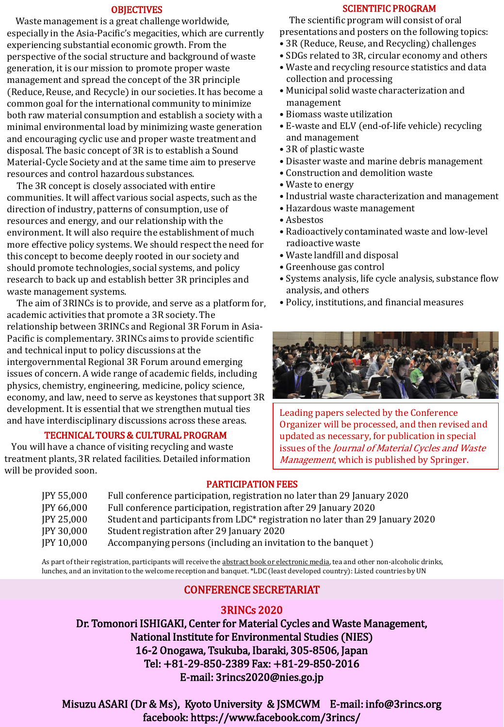## OBJECTIVES

Waste management is a great challenge worldwide, especially in the Asia-Pacific's megacities, which are currently experiencing substantial economic growth. From the perspective of the social structure and background of waste generation, it is our mission to promote proper waste management and spread the concept of the 3R principle (Reduce, Reuse, and Recycle) in our societies. It has become a common goal for the international community to minimize both raw material consumption and establish a society with a minimal environmental load by minimizing waste generation and encouraging cyclic use and proper waste treatment and disposal. The basic concept of 3R is to establish a Sound Material-Cycle Society and at the same time aim to preserve resources and control hazardous substances.

The 3R concept is closely associated with entire communities. It will affect various social aspects, such as the direction of industry, patterns of consumption, use of resources and energy, and our relationship with the environment. It will also require the establishment of much more effective policy systems. We should respect the need for this concept to become deeply rooted in our society and should promote technologies, social systems, and policy research to back up and establish better 3R principles and waste management systems.

The aim of 3RINCs is to provide, and serve as a platform for, academic activities that promote a 3R society. The relationship between 3RINCs and Regional 3R Forum in Asia-Pacific is complementary. 3RINCs aims to provide scientific and technical input to policy discussions at the intergovernmental Regional 3R Forum around emerging issues of concern. A wide range of academic fields, including physics, chemistry, engineering, medicine, policy science, economy, and law, need to serve as keystones that support 3R development. It is essential that we strengthen mutual ties and have interdisciplinary discussions across these areas.

## TECHNICAL TOURS & CULTURAL PROGRAM

You will have a chance of visiting recycling and waste treatment plants, 3R related facilities. Detailed information will be provided soon.

## SCIENTIFIC PROGRAM

The scientific program will consist of oral presentations and posters on the following topics:

- 3R (Reduce, Reuse, and Recycling) challenges
- SDGs related to 3R, circular economy and others
- Waste and recycling resource statistics and data collection and processing
- Municipal solid waste characterization and management
- Biomass waste utilization
- E-waste and ELV (end-of-life vehicle) recycling and management
- 3R of plastic waste
- Disaster waste and marine debris management
- Construction and demolition waste
- Waste to energy
- Industrial waste characterization and management
- Hazardous waste management
- Asbestos
- Radioactively contaminated waste and low-level radioactive waste
- Waste landfill and disposal
- Greenhouse gas control
- Systems analysis, life cycle analysis, substance flow analysis, and others
- Policy, institutions, and financial measures

Leading papers selected by the Conference Organizer will be processed, and then revised and updated as necessary, for publication in special issues of the *Journal of Material Cycles and Waste Management*, which is published by Springer.

## PARTICIPATION FEES

| | |
|---|---|
| JPY 55,000 | Full conference participation, registration no later than 29 January 2020 |
| JPY 66,000 | Full conference participation, registration after 29 January 2020 |
| JPY 25,000 | Student and participants from LDC* registration no later than 29 January 2020 |
| JPY 30,000 | Student registration after 29 January 2020 |
| JPY 10,000 | Accompanying persons (including an invitation to the banquet ) |

As part of their registration, participants will receive the abstract book or electronic media, tea and other non-alcoholic drinks, lunches, and an invitation to the welcome reception and banquet. *LDC (least developed country): Listed countries by UN

## CONFERENCE SECRETARIAT

**3RINCs 2020**

**Dr. Tomonori ISHIGAKI, Center for Material Cycles and Waste Management,**
**National Institute for Environmental Studies (NIES)**
**16-2 Onogawa, Tsukuba, Ibaraki, 305-8506, Japan**
**Tel: +81-29-850-2389 Fax: +81-29-850-2016**
**E-mail: 3rincs2020@nies.go.jp**

**Misuzu ASARI (Dr & Ms), Kyoto University & JSMCWM E-mail: info@3rincs.org**
**facebook: https://www.facebook.com/3rincs/**